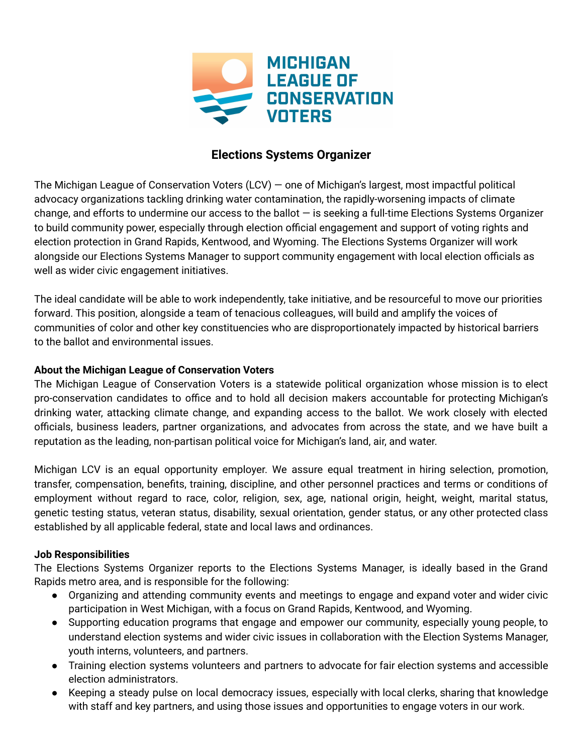# Elections Systems Organizer

The Michigan League of Conservation Voters (LCV) — one of Michigan's largest, most impactful political advocacy organizations tackling drinking water contamination, the rapidly-worsening impacts of climate change, and efforts to undermine our access to the ballot — is seeking a full-time Elections Systems Organizer to build community power, especially through election official engagement and support of voting rights and election protection in Grand Rapids, Kentwood, and Wyoming. The Elections Systems Organizer will work alongside our Elections Systems Manager to support community engagement with local election officials as well as wider civic engagement initiatives.

The ideal candidate will be able to work independently, take initiative, and be resourceful to move our priorities forward. This position, alongside a team of tenacious colleagues, will build and amplify the voices of communities of color and other key constituencies who are disproportionately impacted by historical barriers to the ballot and environmental issues.

**About the Michigan League of Conservation Voters**

The Michigan League of Conservation Voters is a statewide political organization whose mission is to elect pro-conservation candidates to office and to hold all decision makers accountable for protecting Michigan's drinking water, attacking climate change, and expanding access to the ballot. We work closely with elected officials, business leaders, partner organizations, and advocates from across the state, and we have built a reputation as the leading, non-partisan political voice for Michigan's land, air, and water.

Michigan LCV is an equal opportunity employer. We assure equal treatment in hiring selection, promotion, transfer, compensation, benefits, training, discipline, and other personnel practices and terms or conditions of employment without regard to race, color, religion, sex, age, national origin, height, weight, marital status, genetic testing status, veteran status, disability, sexual orientation, gender status, or any other protected class established by all applicable federal, state and local laws and ordinances.

**Job Responsibilities**

The Elections Systems Organizer reports to the Elections Systems Manager, is ideally based in the Grand Rapids metro area, and is responsible for the following:

- Organizing and attending community events and meetings to engage and expand voter and wider civic participation in West Michigan, with a focus on Grand Rapids, Kentwood, and Wyoming.
- Supporting education programs that engage and empower our community, especially young people, to understand election systems and wider civic issues in collaboration with the Election Systems Manager, youth interns, volunteers, and partners.
- Training election systems volunteers and partners to advocate for fair election systems and accessible election administrators.
- Keeping a steady pulse on local democracy issues, especially with local clerks, sharing that knowledge with staff and key partners, and using those issues and opportunities to engage voters in our work.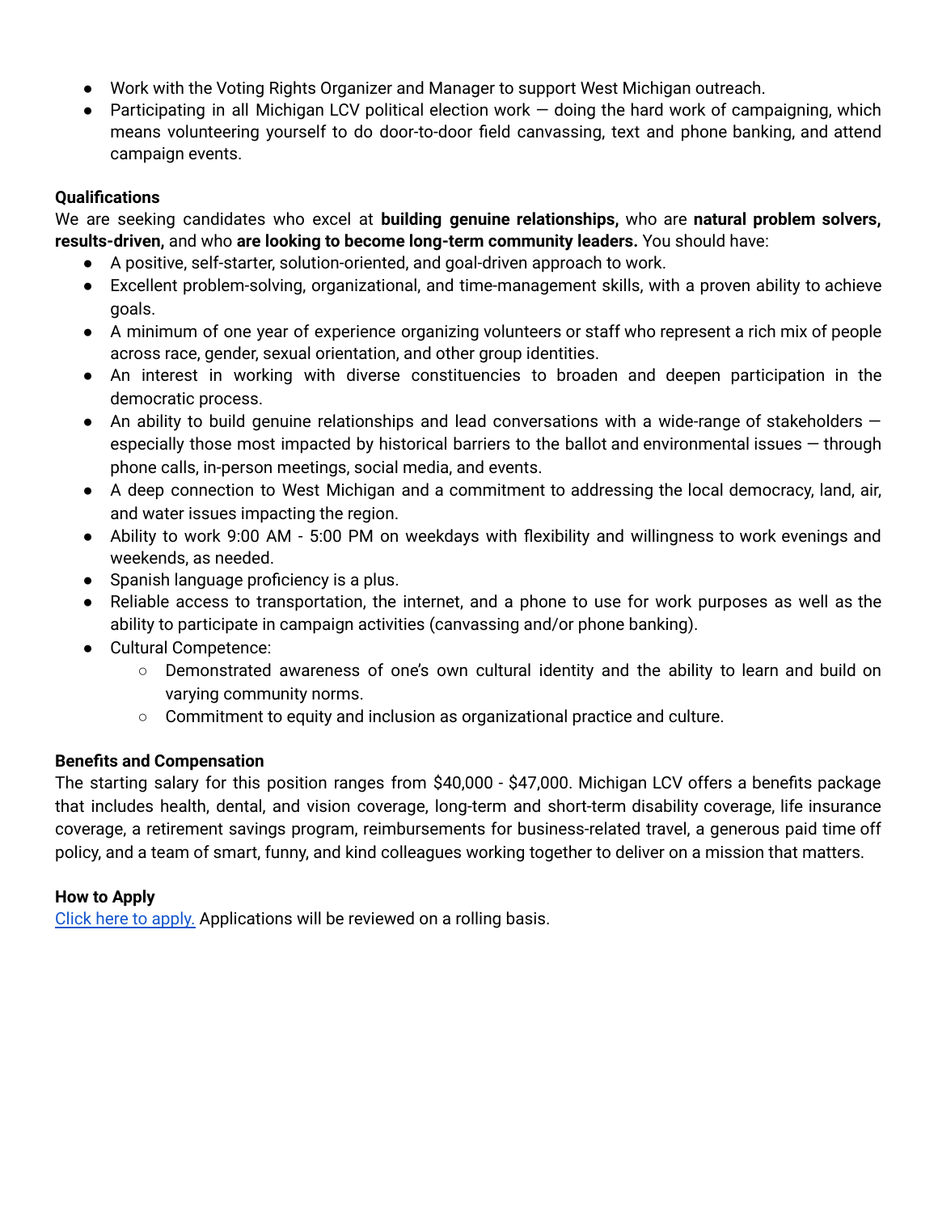- Work with the Voting Rights Organizer and Manager to support West Michigan outreach.
- Participating in all Michigan LCV political election work — doing the hard work of campaigning, which means volunteering yourself to do door-to-door field canvassing, text and phone banking, and attend campaign events.

**Qualifications**

We are seeking candidates who excel at **building genuine relationships,** who are **natural problem solvers, results-driven,** and who **are looking to become long-term community leaders.** You should have:

- A positive, self-starter, solution-oriented, and goal-driven approach to work.
- Excellent problem-solving, organizational, and time-management skills, with a proven ability to achieve goals.
- A minimum of one year of experience organizing volunteers or staff who represent a rich mix of people across race, gender, sexual orientation, and other group identities.
- An interest in working with diverse constituencies to broaden and deepen participation in the democratic process.
- An ability to build genuine relationships and lead conversations with a wide-range of stakeholders — especially those most impacted by historical barriers to the ballot and environmental issues — through phone calls, in-person meetings, social media, and events.
- A deep connection to West Michigan and a commitment to addressing the local democracy, land, air, and water issues impacting the region.
- Ability to work 9:00 AM - 5:00 PM on weekdays with flexibility and willingness to work evenings and weekends, as needed.
- Spanish language proficiency is a plus.
- Reliable access to transportation, the internet, and a phone to use for work purposes as well as the ability to participate in campaign activities (canvassing and/or phone banking).
- Cultural Competence:
  - Demonstrated awareness of one's own cultural identity and the ability to learn and build on varying community norms.
  - Commitment to equity and inclusion as organizational practice and culture.

**Benefits and Compensation**

The starting salary for this position ranges from $40,000 - $47,000. Michigan LCV offers a benefits package that includes health, dental, and vision coverage, long-term and short-term disability coverage, life insurance coverage, a retirement savings program, reimbursements for business-related travel, a generous paid time off policy, and a team of smart, funny, and kind colleagues working together to deliver on a mission that matters.

**How to Apply**

Click here to apply. Applications will be reviewed on a rolling basis.